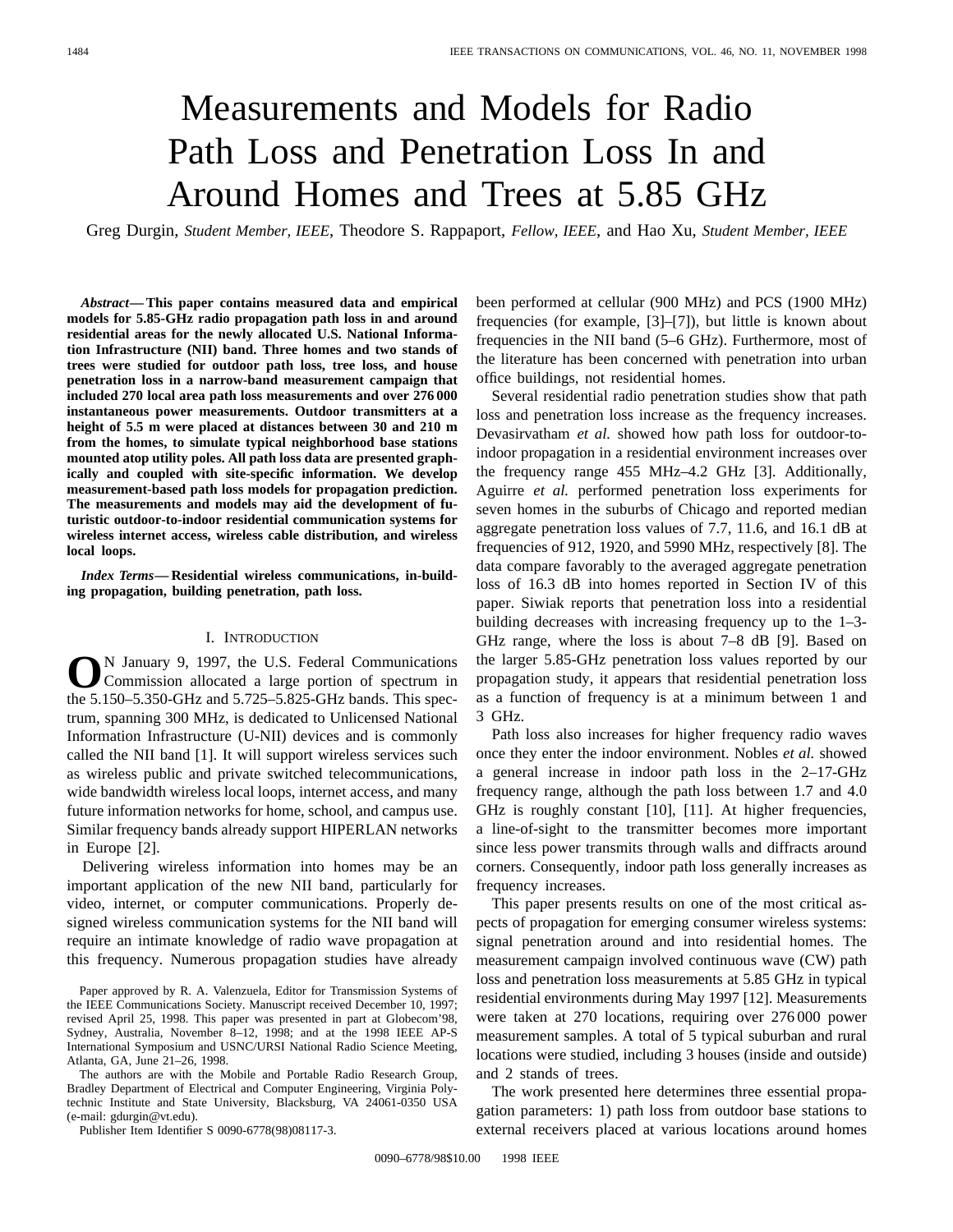# Measurements and Models for Radio Path Loss and Penetration Loss In and Around Homes and Trees at 5.85 GHz

Greg Durgin, *Student Member, IEEE*, Theodore S. Rappaport, *Fellow, IEEE*, and Hao Xu, *Student Member, IEEE*

***Abstract*— This paper contains measured data and empirical models for 5.85-GHz radio propagation path loss in and around residential areas for the newly allocated U.S. National Information Infrastructure (NII) band. Three homes and two stands of trees were studied for outdoor path loss, tree loss, and house penetration loss in a narrow-band measurement campaign that included 270 local area path loss measurements and over 276 000 instantaneous power measurements. Outdoor transmitters at a height of 5.5 m were placed at distances between 30 and 210 m from the homes, to simulate typical neighborhood base stations mounted atop utility poles. All path loss data are presented graphically and coupled with site-specific information. We develop measurement-based path loss models for propagation prediction. The measurements and models may aid the development of futuristic outdoor-to-indoor residential communication systems for wireless internet access, wireless cable distribution, and wireless local loops.**

***Index Terms*— Residential wireless communications, in-building propagation, building penetration, path loss.**

## I. Introduction

On January 9, 1997, the U.S. Federal Communications Commission allocated a large portion of spectrum in the 5.150–5.350-GHz and 5.725–5.825-GHz bands. This spectrum, spanning 300 MHz, is dedicated to Unlicensed National Information Infrastructure (U-NII) devices and is commonly called the NII band [1]. It will support wireless services such as wireless public and private switched telecommunications, wide bandwidth wireless local loops, internet access, and many future information networks for home, school, and campus use. Similar frequency bands already support HIPERLAN networks in Europe [2].

Delivering wireless information into homes may be an important application of the new NII band, particularly for video, internet, or computer communications. Properly designed wireless communication systems for the NII band will require an intimate knowledge of radio wave propagation at this frequency. Numerous propagation studies have already been performed at cellular (900 MHz) and PCS (1900 MHz) frequencies (for example, [3]–[7]), but little is known about frequencies in the NII band (5–6 GHz). Furthermore, most of the literature has been concerned with penetration into urban office buildings, not residential homes.

Several residential radio penetration studies show that path loss and penetration loss increase as the frequency increases. Devasirvatham *et al.* showed how path loss for outdoor-to-indoor propagation in a residential environment increases over the frequency range 455 MHz–4.2 GHz [3]. Additionally, Aguirre *et al.* performed penetration loss experiments for seven homes in the suburbs of Chicago and reported median aggregate penetration loss values of 7.7, 11.6, and 16.1 dB at frequencies of 912, 1920, and 5990 MHz, respectively [8]. The data compare favorably to the averaged aggregate penetration loss of 16.3 dB into homes reported in Section IV of this paper. Siwiak reports that penetration loss into a residential building decreases with increasing frequency up to the 1–3-GHz range, where the loss is about 7–8 dB [9]. Based on the larger 5.85-GHz penetration loss values reported by our propagation study, it appears that residential penetration loss as a function of frequency is at a minimum between 1 and 3 GHz.

Path loss also increases for higher frequency radio waves once they enter the indoor environment. Nobles *et al.* showed a general increase in indoor path loss in the 2–17-GHz frequency range, although the path loss between 1.7 and 4.0 GHz is roughly constant [10], [11]. At higher frequencies, a line-of-sight to the transmitter becomes more important since less power transmits through walls and diffracts around corners. Consequently, indoor path loss generally increases as frequency increases.

This paper presents results on one of the most critical aspects of propagation for emerging consumer wireless systems: signal penetration around and into residential homes. The measurement campaign involved continuous wave (CW) path loss and penetration loss measurements at 5.85 GHz in typical residential environments during May 1997 [12]. Measurements were taken at 270 locations, requiring over 276 000 power measurement samples. A total of 5 typical suburban and rural locations were studied, including 3 houses (inside and outside) and 2 stands of trees.

The work presented here determines three essential propagation parameters: 1) path loss from outdoor base stations to external receivers placed at various locations around homes

Paper approved by R. A. Valenzuela, Editor for Transmission Systems of the IEEE Communications Society. Manuscript received December 10, 1997; revised April 25, 1998. This paper was presented in part at Globecom'98, Sydney, Australia, November 8–12, 1998; and at the 1998 IEEE AP-S International Symposium and USNC/URSI National Radio Science Meeting, Atlanta, GA, June 21–26, 1998.

The authors are with the Mobile and Portable Radio Research Group, Bradley Department of Electrical and Computer Engineering, Virginia Polytechnic Institute and State University, Blacksburg, VA 24061-0350 USA (e-mail: gdurgin@vt.edu).

Publisher Item Identifier S 0090-6778(98)08117-3.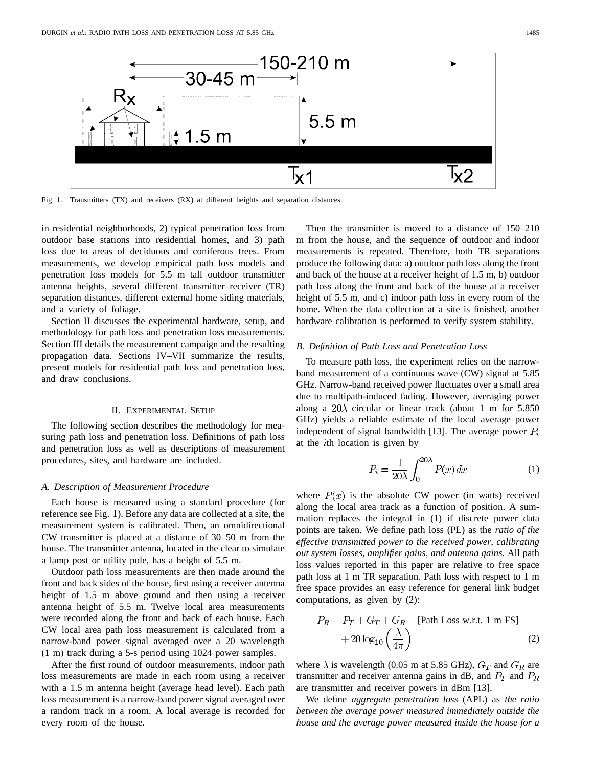Fig. 1. Transmitters (TX) and receivers (RX) at different heights and separation distances.

in residential neighborhoods, 2) typical penetration loss from outdoor base stations into residential homes, and 3) path loss due to areas of deciduous and coniferous trees. From measurements, we develop empirical path loss models and penetration loss models for 5.5 m tall outdoor transmitter antenna heights, several different transmitter–receiver (TR) separation distances, different external home siding materials, and a variety of foliage.

Section II discusses the experimental hardware, setup, and methodology for path loss and penetration loss measurements. Section III details the measurement campaign and the resulting propagation data. Sections IV–VII summarize the results, present models for residential path loss and penetration loss, and draw conclusions.

## II. Experimental Setup

The following section describes the methodology for measuring path loss and penetration loss. Definitions of path loss and penetration loss as well as descriptions of measurement procedures, sites, and hardware are included.

### A. Description of Measurement Procedure

Each house is measured using a standard procedure (for reference see Fig. 1). Before any data are collected at a site, the measurement system is calibrated. Then, an omnidirectional CW transmitter is placed at a distance of 30–50 m from the house. The transmitter antenna, located in the clear to simulate a lamp post or utility pole, has a height of 5.5 m.

Outdoor path loss measurements are then made around the front and back sides of the house, first using a receiver antenna height of 1.5 m above ground and then using a receiver antenna height of 5.5 m. Twelve local area measurements were recorded along the front and back of each house. Each CW local area path loss measurement is calculated from a narrow-band power signal averaged over a 20 wavelength (1 m) track during a 5-s period using 1024 power samples.

After the first round of outdoor measurements, indoor path loss measurements are made in each room using a receiver with a 1.5 m antenna height (average head level). Each path loss measurement is a narrow-band power signal averaged over a random track in a room. A local average is recorded for every room of the house.

Then the transmitter is moved to a distance of 150–210 m from the house, and the sequence of outdoor and indoor measurements is repeated. Therefore, both TR separations produce the following data: a) outdoor path loss along the front and back of the house at a receiver height of 1.5 m, b) outdoor path loss along the front and back of the house at a receiver height of 5.5 m, and c) indoor path loss in every room of the home. When the data collection at a site is finished, another hardware calibration is performed to verify system stability.

### B. Definition of Path Loss and Penetration Loss

To measure path loss, the experiment relies on the narrow-band measurement of a continuous wave (CW) signal at 5.85 GHz. Narrow-band received power fluctuates over a small area due to multipath-induced fading. However, averaging power along a $20\lambda$ circular or linear track (about 1 m for 5.850 GHz) yields a reliable estimate of the local average power independent of signal bandwidth [13]. The average power $P_i$ at the $i$th location is given by

$$P_i = \frac{1}{20\lambda} \int_0^{20\lambda} P(x)\, dx \tag{1}$$

where $P(x)$ is the absolute CW power (in watts) received along the local area track as a function of position. A summation replaces the integral in (1) if discrete power data points are taken. We define path loss (PL) as the *ratio of the effective transmitted power to the received power, calibrating out system losses, amplifier gains, and antenna gains*. All path loss values reported in this paper are relative to free space path loss at 1 m TR separation. Path loss with respect to 1 m free space provides an easy reference for general link budget computations, as given by (2):

$$P_R = P_T + G_T + G_R - [\text{Path Loss w.r.t. 1 m FS}] + 20\log_{10}\left(\frac{\lambda}{4\pi}\right) \tag{2}$$

where $\lambda$ is wavelength (0.05 m at 5.85 GHz), $G_T$ and $G_R$ are transmitter and receiver antenna gains in dB, and $P_T$ and $P_R$ are transmitter and receiver powers in dBm [13].

We define *aggregate penetration loss* (APL) as *the ratio between the average power measured immediately outside the house and the average power measured inside the house for a*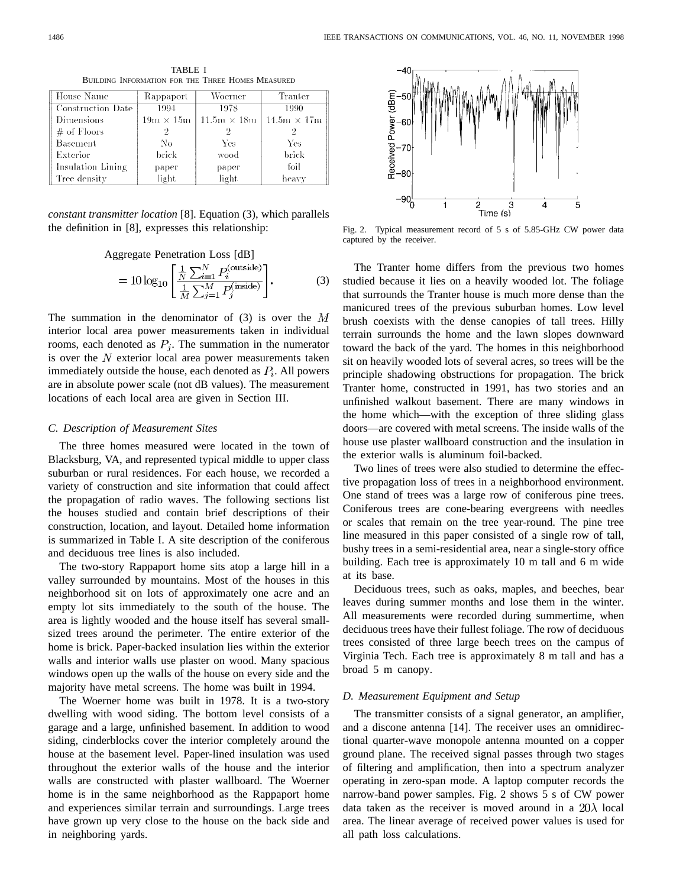TABLE I
BUILDING INFORMATION FOR THE THREE HOMES MEASURED

| House Name | Rappaport | Woerner | Tranter |
|---|---|---|---|
| Construction Date | 1994 | 1978 | 1990 |
| Dimensions | 19m × 15m | 11.5m × 18m | 14.5m × 17m |
| # of Floors | 2 | 2 | 2 |
| Basement | No | Yes | Yes |
| Exterior | brick | wood | brick |
| Insulation Lining | paper | paper | foil |
| Tree density | light | light | heavy |

*constant transmitter location* [8]. Equation (3), which parallels the definition in [8], expresses this relationship:

$$\text{Aggregate Penetration Loss [dB]} = 10\log_{10}\left[\frac{\frac{1}{N}\sum_{i=1}^{N}P_i^{(\text{outside})}}{\frac{1}{M}\sum_{j=1}^{M}P_j^{(\text{inside})}}\right]. \quad (3)$$

The summation in the denominator of (3) is over the $M$ interior local area power measurements taken in individual rooms, each denoted as $P_j$. The summation in the numerator is over the $N$ exterior local area power measurements taken immediately outside the house, each denoted as $P_i$. All powers are in absolute power scale (not dB values). The measurement locations of each local area are given in Section III.

### C. Description of Measurement Sites

The three homes measured were located in the town of Blacksburg, VA, and represented typical middle to upper class suburban or rural residences. For each house, we recorded a variety of construction and site information that could affect the propagation of radio waves. The following sections list the houses studied and contain brief descriptions of their construction, location, and layout. Detailed home information is summarized in Table I. A site description of the coniferous and deciduous tree lines is also included.

The two-story Rappaport home sits atop a large hill in a valley surrounded by mountains. Most of the houses in this neighborhood sit on lots of approximately one acre and an empty lot sits immediately to the south of the house. The area is lightly wooded and the house itself has several small-sized trees around the perimeter. The entire exterior of the home is brick. Paper-backed insulation lies within the exterior walls and interior walls use plaster on wood. Many spacious windows open up the walls of the house on every side and the majority have metal screens. The home was built in 1994.

The Woerner home was built in 1978. It is a two-story dwelling with wood siding. The bottom level consists of a garage and a large, unfinished basement. In addition to wood siding, cinderblocks cover the interior completely around the house at the basement level. Paper-lined insulation was used throughout the exterior walls of the house and the interior walls are constructed with plaster wallboard. The Woerner home is in the same neighborhood as the Rappaport home and experiences similar terrain and surroundings. Large trees have grown up very close to the house on the back side and in neighboring yards.

Fig. 2. Typical measurement record of 5 s of 5.85-GHz CW power data captured by the receiver.

The Tranter home differs from the previous two homes studied because it lies on a heavily wooded lot. The foliage that surrounds the Tranter house is much more dense than the manicured trees of the previous suburban homes. Low level brush coexists with the dense canopies of tall trees. Hilly terrain surrounds the home and the lawn slopes downward toward the back of the yard. The homes in this neighborhood sit on heavily wooded lots of several acres, so trees will be the principle shadowing obstructions for propagation. The brick Tranter home, constructed in 1991, has two stories and an unfinished walkout basement. There are many windows in the home which—with the exception of three sliding glass doors—are covered with metal screens. The inside walls of the house use plaster wallboard construction and the insulation in the exterior walls is aluminum foil-backed.

Two lines of trees were also studied to determine the effective propagation loss of trees in a neighborhood environment. One stand of trees was a large row of coniferous pine trees. Coniferous trees are cone-bearing evergreens with needles or scales that remain on the tree year-round. The pine tree line measured in this paper consisted of a single row of tall, bushy trees in a semi-residential area, near a single-story office building. Each tree is approximately 10 m tall and 6 m wide at its base.

Deciduous trees, such as oaks, maples, and beeches, bear leaves during summer months and lose them in the winter. All measurements were recorded during summertime, when deciduous trees have their fullest foliage. The row of deciduous trees consisted of three large beech trees on the campus of Virginia Tech. Each tree is approximately 8 m tall and has a broad 5 m canopy.

### D. Measurement Equipment and Setup

The transmitter consists of a signal generator, an amplifier, and a discone antenna [14]. The receiver uses an omnidirectional quarter-wave monopole antenna mounted on a copper ground plane. The received signal passes through two stages of filtering and amplification, then into a spectrum analyzer operating in zero-span mode. A laptop computer records the narrow-band power samples. Fig. 2 shows 5 s of CW power data taken as the receiver is moved around in a $20\lambda$ local area. The linear average of received power values is used for all path loss calculations.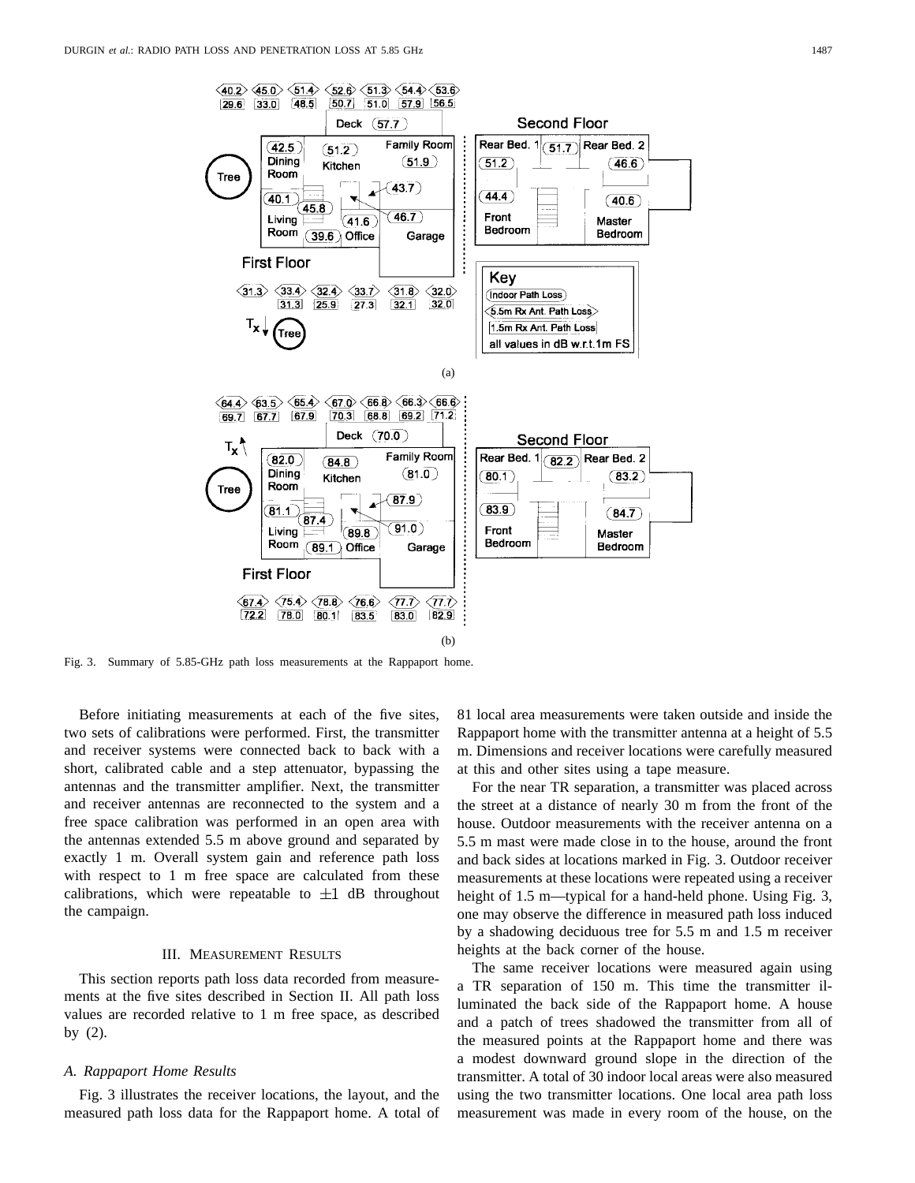Fig. 3. Summary of 5.85-GHz path loss measurements at the Rappaport home.

Before initiating measurements at each of the five sites, two sets of calibrations were performed. First, the transmitter and receiver systems were connected back to back with a short, calibrated cable and a step attenuator, bypassing the antennas and the transmitter amplifier. Next, the transmitter and receiver antennas are reconnected to the system and a free space calibration was performed in an open area with the antennas extended 5.5 m above ground and separated by exactly 1 m. Overall system gain and reference path loss with respect to 1 m free space are calculated from these calibrations, which were repeatable to $\pm 1$ dB throughout the campaign.

## III. Measurement Results

This section reports path loss data recorded from measurements at the five sites described in Section II. All path loss values are recorded relative to 1 m free space, as described by (2).

### *A. Rappaport Home Results*

Fig. 3 illustrates the receiver locations, the layout, and the measured path loss data for the Rappaport home. A total of 81 local area measurements were taken outside and inside the Rappaport home with the transmitter antenna at a height of 5.5 m. Dimensions and receiver locations were carefully measured at this and other sites using a tape measure.

For the near TR separation, a transmitter was placed across the street at a distance of nearly 30 m from the front of the house. Outdoor measurements with the receiver antenna on a 5.5 m mast were made close in to the house, around the front and back sides at locations marked in Fig. 3. Outdoor receiver measurements at these locations were repeated using a receiver height of 1.5 m—typical for a hand-held phone. Using Fig. 3, one may observe the difference in measured path loss induced by a shadowing deciduous tree for 5.5 m and 1.5 m receiver heights at the back corner of the house.

The same receiver locations were measured again using a TR separation of 150 m. This time the transmitter illuminated the back side of the Rappaport home. A house and a patch of trees shadowed the transmitter from all of the measured points at the Rappaport home and there was a modest downward ground slope in the direction of the transmitter. A total of 30 indoor local areas were also measured using the two transmitter locations. One local area path loss measurement was made in every room of the house, on the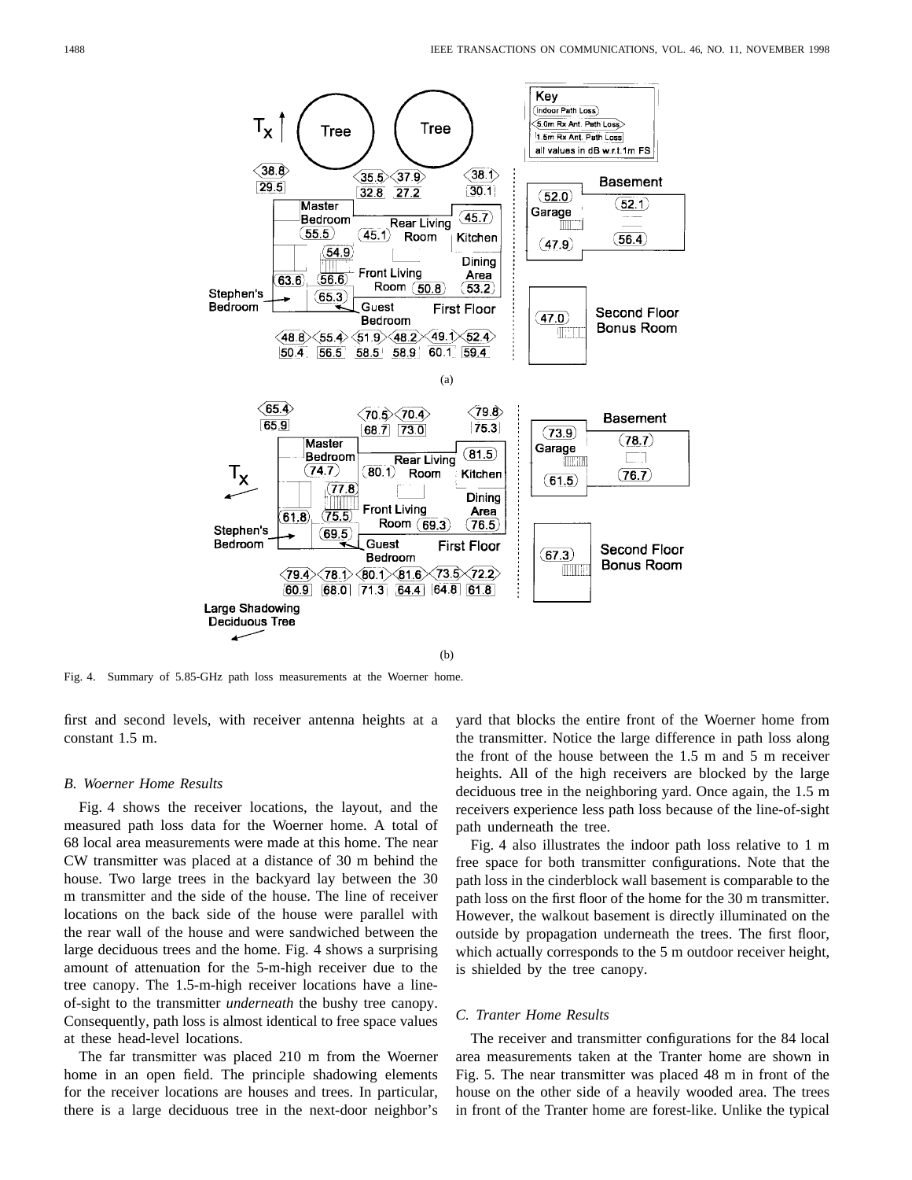(a)

(b)

Fig. 4. Summary of 5.85-GHz path loss measurements at the Woerner home.

first and second levels, with receiver antenna heights at a constant 1.5 m.

### *B. Woerner Home Results*

Fig. 4 shows the receiver locations, the layout, and the measured path loss data for the Woerner home. A total of 68 local area measurements were made at this home. The near CW transmitter was placed at a distance of 30 m behind the house. Two large trees in the backyard lay between the 30 m transmitter and the side of the house. The line of receiver locations on the back side of the house were parallel with the rear wall of the house and were sandwiched between the large deciduous trees and the home. Fig. 4 shows a surprising amount of attenuation for the 5-m-high receiver due to the tree canopy. The 1.5-m-high receiver locations have a line-of-sight to the transmitter *underneath* the bushy tree canopy. Consequently, path loss is almost identical to free space values at these head-level locations.

The far transmitter was placed 210 m from the Woerner home in an open field. The principle shadowing elements for the receiver locations are houses and trees. In particular, there is a large deciduous tree in the next-door neighbor's yard that blocks the entire front of the Woerner home from the transmitter. Notice the large difference in path loss along the front of the house between the 1.5 m and 5 m receiver heights. All of the high receivers are blocked by the large deciduous tree in the neighboring yard. Once again, the 1.5 m receivers experience less path loss because of the line-of-sight path underneath the tree.

Fig. 4 also illustrates the indoor path loss relative to 1 m free space for both transmitter configurations. Note that the path loss in the cinderblock wall basement is comparable to the path loss on the first floor of the home for the 30 m transmitter. However, the walkout basement is directly illuminated on the outside by propagation underneath the trees. The first floor, which actually corresponds to the 5 m outdoor receiver height, is shielded by the tree canopy.

### *C. Tranter Home Results*

The receiver and transmitter configurations for the 84 local area measurements taken at the Tranter home are shown in Fig. 5. The near transmitter was placed 48 m in front of the house on the other side of a heavily wooded area. The trees in front of the Tranter home are forest-like. Unlike the typical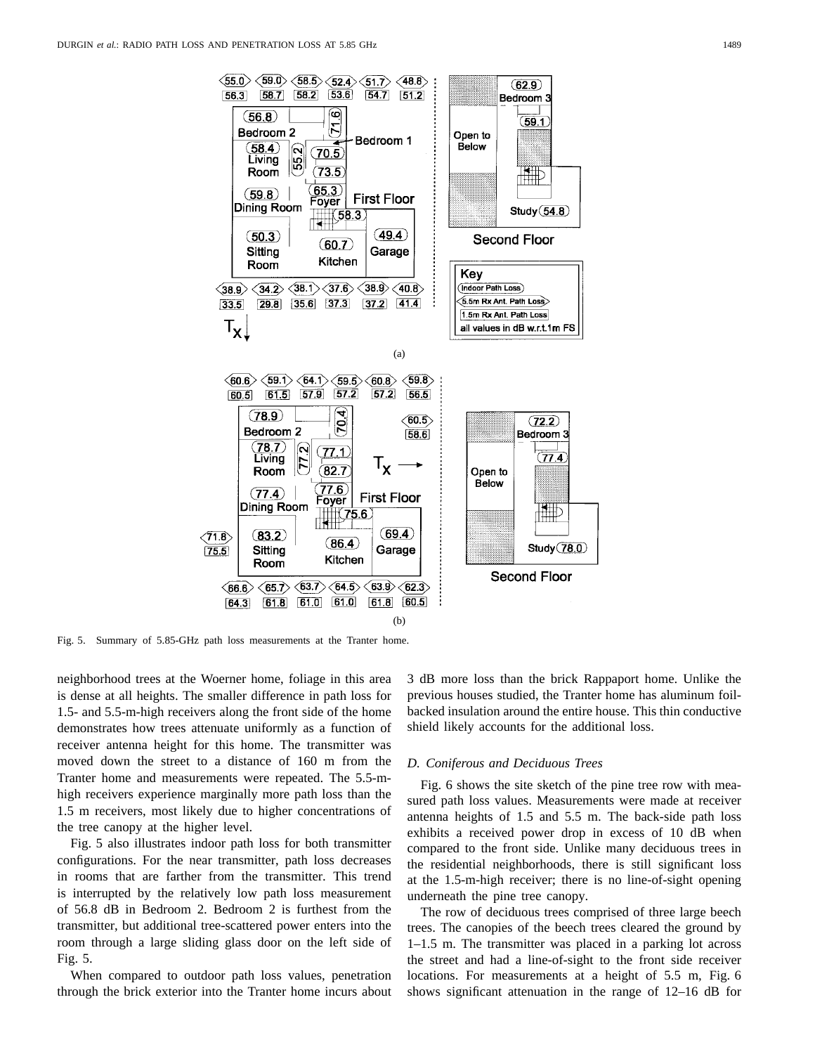Fig. 5. Summary of 5.85-GHz path loss measurements at the Tranter home.

neighborhood trees at the Woerner home, foliage in this area is dense at all heights. The smaller difference in path loss for 1.5- and 5.5-m-high receivers along the front side of the home demonstrates how trees attenuate uniformly as a function of receiver antenna height for this home. The transmitter was moved down the street to a distance of 160 m from the Tranter home and measurements were repeated. The 5.5-m-high receivers experience marginally more path loss than the 1.5 m receivers, most likely due to higher concentrations of the tree canopy at the higher level.

Fig. 5 also illustrates indoor path loss for both transmitter configurations. For the near transmitter, path loss decreases in rooms that are farther from the transmitter. This trend is interrupted by the relatively low path loss measurement of 56.8 dB in Bedroom 2. Bedroom 2 is furthest from the transmitter, but additional tree-scattered power enters into the room through a large sliding glass door on the left side of Fig. 5.

When compared to outdoor path loss values, penetration through the brick exterior into the Tranter home incurs about 3 dB more loss than the brick Rappaport home. Unlike the previous houses studied, the Tranter home has aluminum foil-backed insulation around the entire house. This thin conductive shield likely accounts for the additional loss.

### D. Coniferous and Deciduous Trees

Fig. 6 shows the site sketch of the pine tree row with measured path loss values. Measurements were made at receiver antenna heights of 1.5 and 5.5 m. The back-side path loss exhibits a received power drop in excess of 10 dB when compared to the front side. Unlike many deciduous trees in the residential neighborhoods, there is still significant loss at the 1.5-m-high receiver; there is no line-of-sight opening underneath the pine tree canopy.

The row of deciduous trees comprised of three large beech trees. The canopies of the beech trees cleared the ground by 1–1.5 m. The transmitter was placed in a parking lot across the street and had a line-of-sight to the front side receiver locations. For measurements at a height of 5.5 m, Fig. 6 shows significant attenuation in the range of 12–16 dB for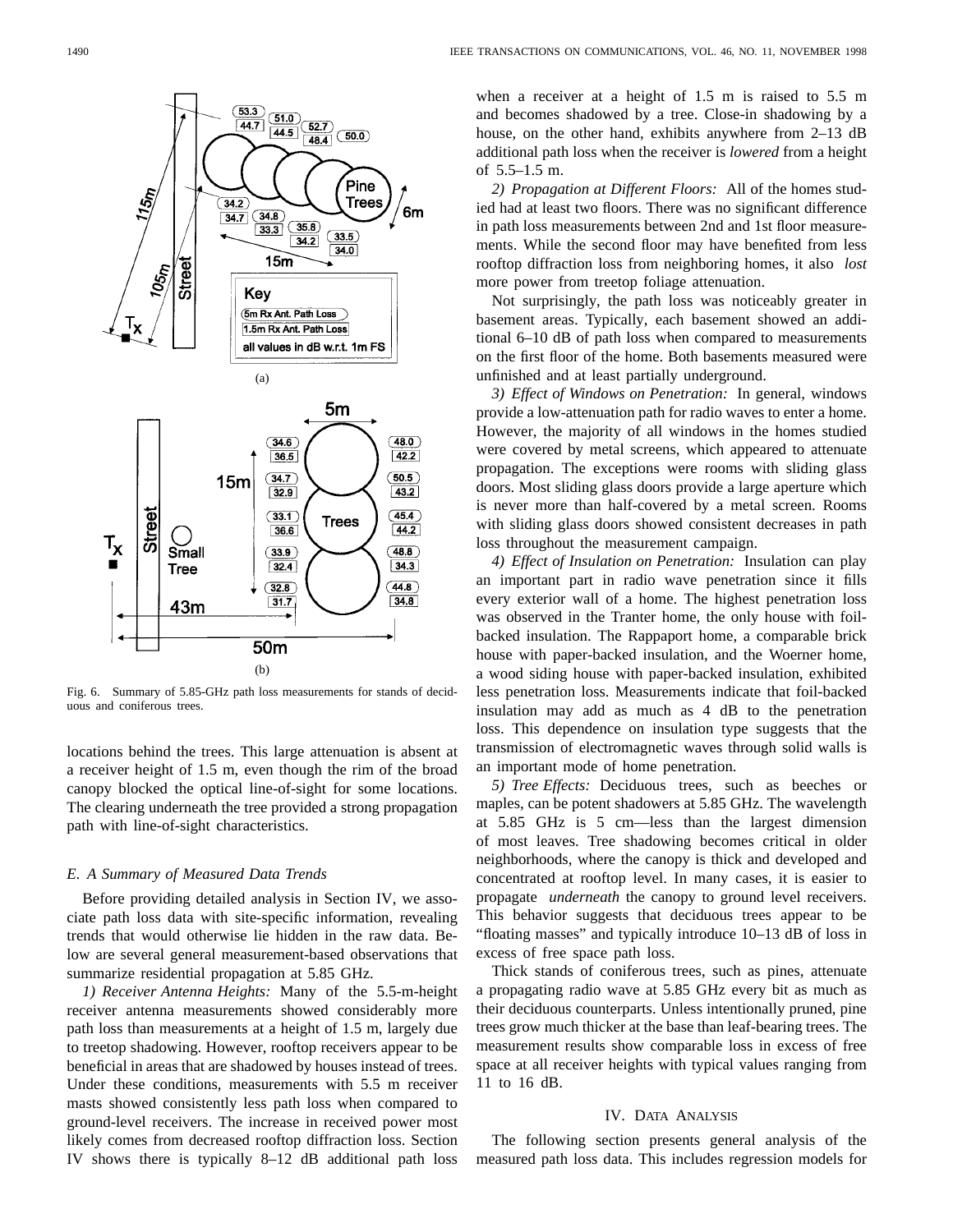(a)

(b)

Fig. 6. Summary of 5.85-GHz path loss measurements for stands of deciduous and coniferous trees.

locations behind the trees. This large attenuation is absent at a receiver height of 1.5 m, even though the rim of the broad canopy blocked the optical line-of-sight for some locations. The clearing underneath the tree provided a strong propagation path with line-of-sight characteristics.

### E. A Summary of Measured Data Trends

Before providing detailed analysis in Section IV, we associate path loss data with site-specific information, revealing trends that would otherwise lie hidden in the raw data. Below are several general measurement-based observations that summarize residential propagation at 5.85 GHz.

*1) Receiver Antenna Heights:* Many of the 5.5-m-height receiver antenna measurements showed considerably more path loss than measurements at a height of 1.5 m, largely due to treetop shadowing. However, rooftop receivers appear to be beneficial in areas that are shadowed by houses instead of trees. Under these conditions, measurements with 5.5 m receiver masts showed consistently less path loss when compared to ground-level receivers. The increase in received power most likely comes from decreased rooftop diffraction loss. Section IV shows there is typically 8–12 dB additional path loss when a receiver at a height of 1.5 m is raised to 5.5 m and becomes shadowed by a tree. Close-in shadowing by a house, on the other hand, exhibits anywhere from 2–13 dB additional path loss when the receiver is *lowered* from a height of 5.5–1.5 m.

*2) Propagation at Different Floors:* All of the homes studied had at least two floors. There was no significant difference in path loss measurements between 2nd and 1st floor measurements. While the second floor may have benefited from less rooftop diffraction loss from neighboring homes, it also *lost* more power from treetop foliage attenuation.

Not surprisingly, the path loss was noticeably greater in basement areas. Typically, each basement showed an additional 6–10 dB of path loss when compared to measurements on the first floor of the home. Both basements measured were unfinished and at least partially underground.

*3) Effect of Windows on Penetration:* In general, windows provide a low-attenuation path for radio waves to enter a home. However, the majority of all windows in the homes studied were covered by metal screens, which appeared to attenuate propagation. The exceptions were rooms with sliding glass doors. Most sliding glass doors provide a large aperture which is never more than half-covered by a metal screen. Rooms with sliding glass doors showed consistent decreases in path loss throughout the measurement campaign.

*4) Effect of Insulation on Penetration:* Insulation can play an important part in radio wave penetration since it fills every exterior wall of a home. The highest penetration loss was observed in the Tranter home, the only house with foil-backed insulation. The Rappaport home, a comparable brick house with paper-backed insulation, and the Woerner home, a wood siding house with paper-backed insulation, exhibited less penetration loss. Measurements indicate that foil-backed insulation may add as much as 4 dB to the penetration loss. This dependence on insulation type suggests that the transmission of electromagnetic waves through solid walls is an important mode of home penetration.

*5) Tree Effects:* Deciduous trees, such as beeches or maples, can be potent shadowers at 5.85 GHz. The wavelength at 5.85 GHz is 5 cm—less than the largest dimension of most leaves. Tree shadowing becomes critical in older neighborhoods, where the canopy is thick and developed and concentrated at rooftop level. In many cases, it is easier to propagate *underneath* the canopy to ground level receivers. This behavior suggests that deciduous trees appear to be "floating masses" and typically introduce 10–13 dB of loss in excess of free space path loss.

Thick stands of coniferous trees, such as pines, attenuate a propagating radio wave at 5.85 GHz every bit as much as their deciduous counterparts. Unless intentionally pruned, pine trees grow much thicker at the base than leaf-bearing trees. The measurement results show comparable loss in excess of free space at all receiver heights with typical values ranging from 11 to 16 dB.

## IV. Data Analysis

The following section presents general analysis of the measured path loss data. This includes regression models for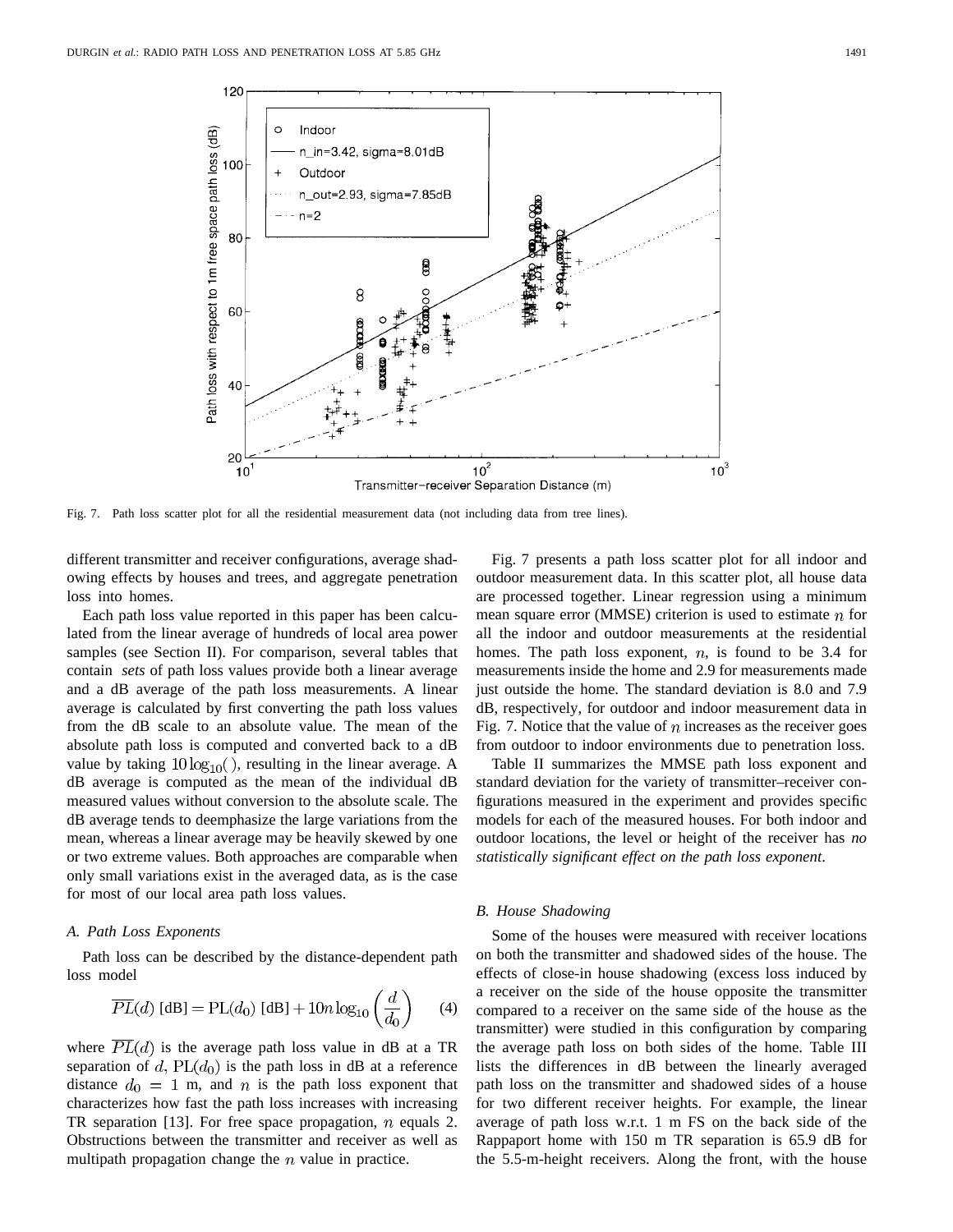Fig. 7. Path loss scatter plot for all the residential measurement data (not including data from tree lines).

different transmitter and receiver configurations, average shadowing effects by houses and trees, and aggregate penetration loss into homes.

Each path loss value reported in this paper has been calculated from the linear average of hundreds of local area power samples (see Section II). For comparison, several tables that contain *sets* of path loss values provide both a linear average and a dB average of the path loss measurements. A linear average is calculated by first converting the path loss values from the dB scale to an absolute value. The mean of the absolute path loss is computed and converted back to a dB value by taking $10\log_{10}()$, resulting in the linear average. A dB average is computed as the mean of the individual dB measured values without conversion to the absolute scale. The dB average tends to deemphasize the large variations from the mean, whereas a linear average may be heavily skewed by one or two extreme values. Both approaches are comparable when only small variations exist in the averaged data, as is the case for most of our local area path loss values.

### A. Path Loss Exponents

Path loss can be described by the distance-dependent path loss model

$$\overline{PL}(d)\ [\text{dB}] = \text{PL}(d_0)\ [\text{dB}] + 10n\log_{10}\left(\frac{d}{d_0}\right) \tag{4}$$

where $\overline{PL}(d)$ is the average path loss value in dB at a TR separation of $d$, $\text{PL}(d_0)$ is the path loss in dB at a reference distance $d_0 = 1$ m, and $n$ is the path loss exponent that characterizes how fast the path loss increases with increasing TR separation [13]. For free space propagation, $n$ equals 2. Obstructions between the transmitter and receiver as well as multipath propagation change the $n$ value in practice.

Fig. 7 presents a path loss scatter plot for all indoor and outdoor measurement data. In this scatter plot, all house data are processed together. Linear regression using a minimum mean square error (MMSE) criterion is used to estimate $n$ for all the indoor and outdoor measurements at the residential homes. The path loss exponent, $n$, is found to be 3.4 for measurements inside the home and 2.9 for measurements made just outside the home. The standard deviation is 8.0 and 7.9 dB, respectively, for outdoor and indoor measurement data in Fig. 7. Notice that the value of $n$ increases as the receiver goes from outdoor to indoor environments due to penetration loss.

Table II summarizes the MMSE path loss exponent and standard deviation for the variety of transmitter–receiver configurations measured in the experiment and provides specific models for each of the measured houses. For both indoor and outdoor locations, the level or height of the receiver has *no statistically significant effect on the path loss exponent*.

### B. House Shadowing

Some of the houses were measured with receiver locations on both the transmitter and shadowed sides of the house. The effects of close-in house shadowing (excess loss induced by a receiver on the side of the house opposite the transmitter compared to a receiver on the same side of the house as the transmitter) were studied in this configuration by comparing the average path loss on both sides of the home. Table III lists the differences in dB between the linearly averaged path loss on the transmitter and shadowed sides of a house for two different receiver heights. For example, the linear average of path loss w.r.t. 1 m FS on the back side of the Rappaport home with 150 m TR separation is 65.9 dB for the 5.5-m-height receivers. Along the front, with the house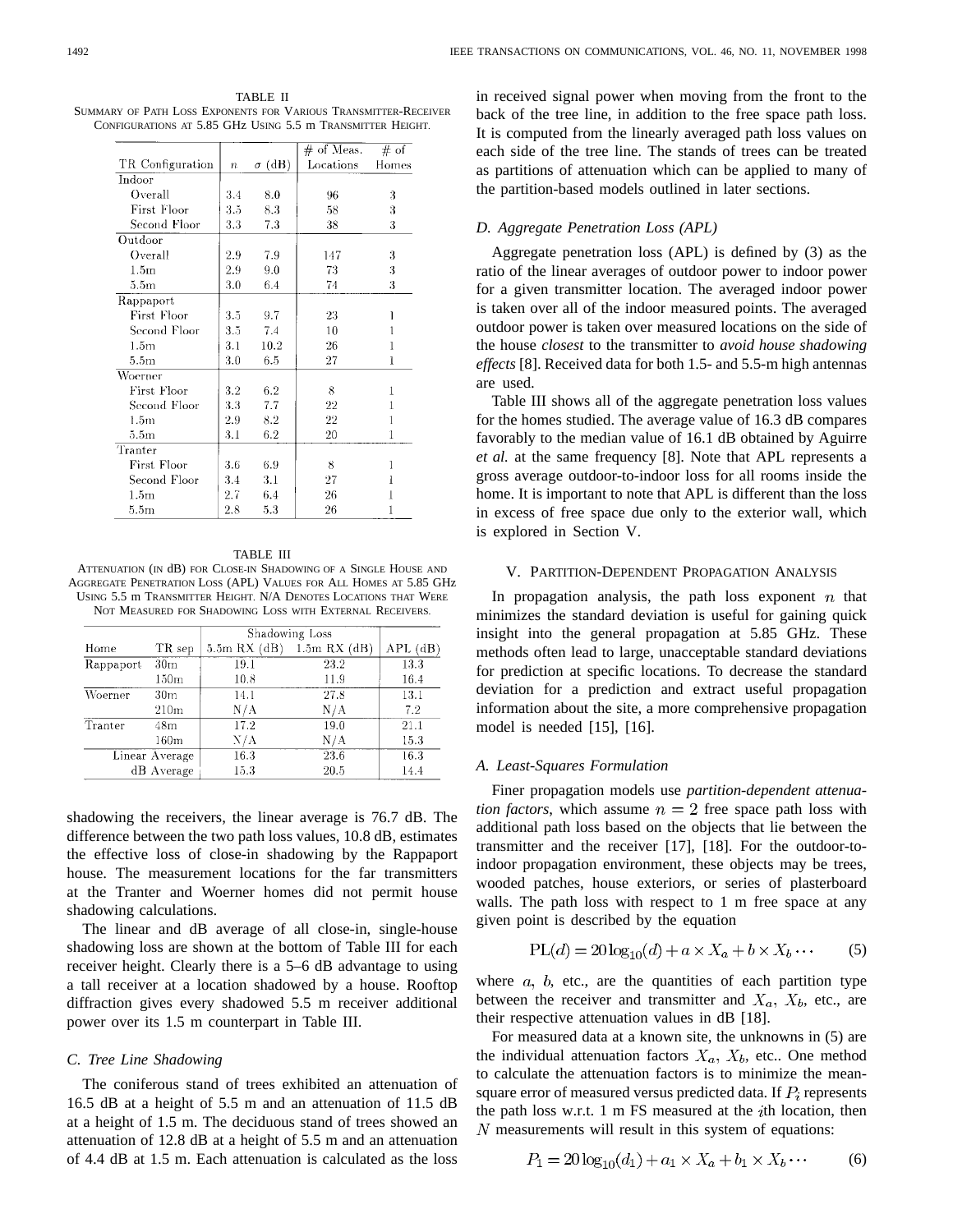TABLE II
SUMMARY OF PATH LOSS EXPONENTS FOR VARIOUS TRANSMITTER-RECEIVER CONFIGURATIONS AT 5.85 GHz USING 5.5 m TRANSMITTER HEIGHT.

| TR Configuration | $n$ | $\sigma$ (dB) | # of Meas. Locations | # of Homes |
|---|---|---|---|---|
| Indoor | | | | |
| Overall | 3.4 | 8.0 | 96 | 3 |
| First Floor | 3.5 | 8.3 | 58 | 3 |
| Second Floor | 3.3 | 7.3 | 38 | 3 |
| Outdoor | | | | |
| Overall | 2.9 | 7.9 | 147 | 3 |
| 1.5m | 2.9 | 9.0 | 73 | 3 |
| 5.5m | 3.0 | 6.4 | 74 | 3 |
| Rappaport | | | | |
| First Floor | 3.5 | 9.7 | 23 | 1 |
| Second Floor | 3.5 | 7.4 | 10 | 1 |
| 1.5m | 3.1 | 10.2 | 26 | 1 |
| 5.5m | 3.0 | 6.5 | 27 | 1 |
| Woerner | | | | |
| First Floor | 3.2 | 6.2 | 8 | 1 |
| Second Floor | 3.3 | 7.7 | 22 | 1 |
| 1.5m | 2.9 | 8.2 | 22 | 1 |
| 5.5m | 3.1 | 6.2 | 20 | 1 |
| Tranter | | | | |
| First Floor | 3.6 | 6.9 | 8 | 1 |
| Second Floor | 3.4 | 3.1 | 27 | 1 |
| 1.5m | 2.7 | 6.4 | 26 | 1 |
| 5.5m | 2.8 | 5.3 | 26 | 1 |

TABLE III
ATTENUATION (IN dB) FOR CLOSE-IN SHADOWING OF A SINGLE HOUSE AND AGGREGATE PENETRATION LOSS (APL) VALUES FOR ALL HOMES AT 5.85 GHz USING 5.5 m TRANSMITTER HEIGHT. N/A DENOTES LOCATIONS THAT WERE NOT MEASURED FOR SHADOWING LOSS WITH EXTERNAL RECEIVERS.

| Home | TR sep | Shadowing Loss 5.5m RX (dB) | Shadowing Loss 1.5m RX (dB) | APL (dB) |
|---|---|---|---|---|
| Rappaport | 30m | 19.1 | 23.2 | 13.3 |
| | 150m | 10.8 | 11.9 | 16.4 |
| Woerner | 30m | 14.1 | 27.8 | 13.1 |
| | 210m | N/A | N/A | 7.2 |
| Tranter | 48m | 17.2 | 19.0 | 21.1 |
| | 160m | N/A | N/A | 15.3 |
| Linear Average | | 16.3 | 23.6 | 16.3 |
| dB Average | | 15.3 | 20.5 | 14.4 |

shadowing the receivers, the linear average is 76.7 dB. The difference between the two path loss values, 10.8 dB, estimates the effective loss of close-in shadowing by the Rappaport house. The measurement locations for the far transmitters at the Tranter and Woerner homes did not permit house shadowing calculations.

The linear and dB average of all close-in, single-house shadowing loss are shown at the bottom of Table III for each receiver height. Clearly there is a 5–6 dB advantage to using a tall receiver at a location shadowed by a house. Rooftop diffraction gives every shadowed 5.5 m receiver additional power over its 1.5 m counterpart in Table III.

### C. Tree Line Shadowing

The coniferous stand of trees exhibited an attenuation of 16.5 dB at a height of 5.5 m and an attenuation of 11.5 dB at a height of 1.5 m. The deciduous stand of trees showed an attenuation of 12.8 dB at a height of 5.5 m and an attenuation of 4.4 dB at 1.5 m. Each attenuation is calculated as the loss in received signal power when moving from the front to the back of the tree line, in addition to the free space path loss. It is computed from the linearly averaged path loss values on each side of the tree line. The stands of trees can be treated as partitions of attenuation which can be applied to many of the partition-based models outlined in later sections.

### D. Aggregate Penetration Loss (APL)

Aggregate penetration loss (APL) is defined by (3) as the ratio of the linear averages of outdoor power to indoor power for a given transmitter location. The averaged indoor power is taken over all of the indoor measured points. The averaged outdoor power is taken over measured locations on the side of the house *closest* to the transmitter to *avoid house shadowing effects* [8]. Received data for both 1.5- and 5.5-m high antennas are used.

Table III shows all of the aggregate penetration loss values for the homes studied. The average value of 16.3 dB compares favorably to the median value of 16.1 dB obtained by Aguirre *et al.* at the same frequency [8]. Note that APL represents a gross average outdoor-to-indoor loss for all rooms inside the home. It is important to note that APL is different than the loss in excess of free space due only to the exterior wall, which is explored in Section V.

## V. PARTITION-DEPENDENT PROPAGATION ANALYSIS

In propagation analysis, the path loss exponent $n$ that minimizes the standard deviation is useful for gaining quick insight into the general propagation at 5.85 GHz. These methods often lead to large, unacceptable standard deviations for prediction at specific locations. To decrease the standard deviation for a prediction and extract useful propagation information about the site, a more comprehensive propagation model is needed [15], [16].

### A. Least-Squares Formulation

Finer propagation models use *partition-dependent attenuation factors*, which assume $n = 2$ free space path loss with additional path loss based on the objects that lie between the transmitter and the receiver [17], [18]. For the outdoor-to-indoor propagation environment, these objects may be trees, wooded patches, house exteriors, or series of plasterboard walls. The path loss with respect to 1 m free space at any given point is described by the equation

$$\text{PL}(d) = 20\log_{10}(d) + a \times X_a + b \times X_b \cdots \quad (5)$$

where $a$, $b$, etc., are the quantities of each partition type between the receiver and transmitter and $X_a$, $X_b$, etc., are their respective attenuation values in dB [18].

For measured data at a known site, the unknowns in (5) are the individual attenuation factors $X_a$, $X_b$, etc.. One method to calculate the attenuation factors is to minimize the mean-square error of measured versus predicted data. If $P_i$ represents the path loss w.r.t. 1 m FS measured at the $i$th location, then $N$ measurements will result in this system of equations:

$$P_1 = 20\log_{10}(d_1) + a_1 \times X_a + b_1 \times X_b \cdots \quad (6)$$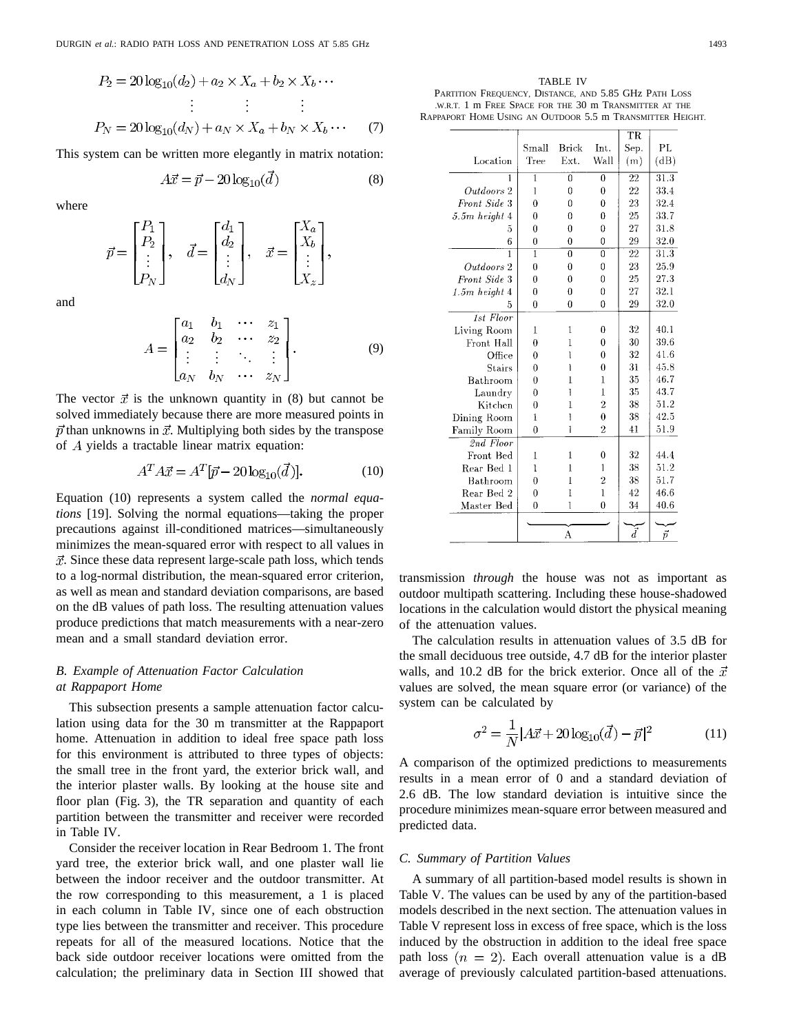$$P_2 = 20\log_{10}(d_2) + a_2 \times X_a + b_2 \times X_b \cdots$$

$$\vdots \qquad \vdots \qquad \vdots$$

$$P_N = 20\log_{10}(d_N) + a_N \times X_a + b_N \times X_b \cdots \quad (7)$$

This system can be written more elegantly in matrix notation:

$$A\vec{x} = \vec{p} - 20\log_{10}(\vec{d}) \quad (8)$$

where

$$\vec{p} = \begin{bmatrix} P_1 \\ P_2 \\ \vdots \\ P_N \end{bmatrix}, \quad \vec{d} = \begin{bmatrix} d_1 \\ d_2 \\ \vdots \\ d_N \end{bmatrix}, \quad \vec{x} = \begin{bmatrix} X_a \\ X_b \\ \vdots \\ X_z \end{bmatrix},$$

and

$$A = \begin{bmatrix} a_1 & b_1 & \cdots & z_1 \\ a_2 & b_2 & \cdots & z_2 \\ \vdots & \vdots & \ddots & \vdots \\ a_N & b_N & \cdots & z_N \end{bmatrix}. \quad (9)$$

The vector $\vec{x}$ is the unknown quantity in (8) but cannot be solved immediately because there are more measured points in $\vec{p}$ than unknowns in $\vec{x}$. Multiplying both sides by the transpose of $A$ yields a tractable linear matrix equation:

$$A^T A\vec{x} = A^T[\vec{p} - 20\log_{10}(\vec{d})]. \quad (10)$$

Equation (10) represents a system called the *normal equations* [19]. Solving the normal equations—taking the proper precautions against ill-conditioned matrices—simultaneously minimizes the mean-squared error with respect to all values in $\vec{x}$. Since these data represent large-scale path loss, which tends to a log-normal distribution, the mean-squared error criterion, as well as mean and standard deviation comparisons, are based on the dB values of path loss. The resulting attenuation values produce predictions that match measurements with a near-zero mean and a small standard deviation error.

### B. Example of Attenuation Factor Calculation at Rappaport Home

This subsection presents a sample attenuation factor calculation using data for the 30 m transmitter at the Rappaport home. Attenuation in addition to ideal free space path loss for this environment is attributed to three types of objects: the small tree in the front yard, the exterior brick wall, and the interior plaster walls. By looking at the house site and floor plan (Fig. 3), the TR separation and quantity of each partition between the transmitter and receiver were recorded in Table IV.

Consider the receiver location in Rear Bedroom 1. The front yard tree, the exterior brick wall, and one plaster wall lie between the indoor receiver and the outdoor transmitter. At the row corresponding to this measurement, a 1 is placed in each column in Table IV, since one of each obstruction type lies between the transmitter and receiver. This procedure repeats for all of the measured locations. Notice that the back side outdoor receiver locations were omitted from the calculation; the preliminary data in Section III showed that transmission *through* the house was not as important as outdoor multipath scattering. Including these house-shadowed locations in the calculation would distort the physical meaning of the attenuation values.

TABLE IV
PARTITION FREQUENCY, DISTANCE, AND 5.85 GHz PATH LOSS W.R.T. 1 m FREE SPACE FOR THE 30 m TRANSMITTER AT THE RAPPAPORT HOME USING AN OUTDOOR 5.5 m TRANSMITTER HEIGHT.

| Location | Small Tree | Brick Ext. | Int. Wall | TR Sep. (m) | PL (dB) |
|---|---|---|---|---|---|
| 1 | 1 | 0 | 0 | 22 | 31.3 |
| *Outdoors* 2 | 1 | 0 | 0 | 22 | 33.4 |
| *Front Side* 3 | 0 | 0 | 0 | 23 | 32.4 |
| *5.5m height* 4 | 0 | 0 | 0 | 25 | 33.7 |
| 5 | 0 | 0 | 0 | 27 | 31.8 |
| 6 | 0 | 0 | 0 | 29 | 32.0 |
| 1 | 1 | 0 | 0 | 22 | 31.3 |
| *Outdoors* 2 | 0 | 0 | 0 | 23 | 25.9 |
| *Front Side* 3 | 0 | 0 | 0 | 25 | 27.3 |
| *1.5m height* 4 | 0 | 0 | 0 | 27 | 32.1 |
| 5 | 0 | 0 | 0 | 29 | 32.0 |
| *1st Floor* | | | | | |
| Living Room | 1 | 1 | 0 | 32 | 40.1 |
| Front Hall | 0 | 1 | 0 | 30 | 39.6 |
| Office | 0 | 1 | 0 | 32 | 41.6 |
| Stairs | 0 | 1 | 0 | 31 | 45.8 |
| Bathroom | 0 | 1 | 1 | 35 | 46.7 |
| Laundry | 0 | 1 | 1 | 35 | 43.7 |
| Kitchen | 0 | 1 | 2 | 38 | 51.2 |
| Dining Room | 1 | 1 | 0 | 38 | 42.5 |
| Family Room | 0 | 1 | 2 | 41 | 51.9 |
| *2nd Floor* | | | | | |
| Front Bed | 1 | 1 | 0 | 32 | 44.4 |
| Rear Bed 1 | 1 | 1 | 1 | 38 | 51.2 |
| Bathroom | 0 | 1 | 2 | 38 | 51.7 |
| Rear Bed 2 | 0 | 1 | 1 | 42 | 46.6 |
| Master Bed | 0 | 1 | 0 | 34 | 40.6 |
| | A | | | $\vec{d}$ | $\vec{p}$ |

The calculation results in attenuation values of 3.5 dB for the small deciduous tree outside, 4.7 dB for the interior plaster walls, and 10.2 dB for the brick exterior. Once all of the $\vec{x}$ values are solved, the mean square error (or variance) of the system can be calculated by

$$\sigma^2 = \frac{1}{N}|A\vec{x} + 20\log_{10}(\vec{d}) - \vec{p}|^2 \quad (11)$$

A comparison of the optimized predictions to measurements results in a mean error of 0 and a standard deviation of 2.6 dB. The low standard deviation is intuitive since the procedure minimizes mean-square error between measured and predicted data.

### C. Summary of Partition Values

A summary of all partition-based model results is shown in Table V. The values can be used by any of the partition-based models described in the next section. The attenuation values in Table V represent loss in excess of free space, which is the loss induced by the obstruction in addition to the ideal free space path loss $(n = 2)$. Each overall attenuation value is a dB average of previously calculated partition-based attenuations.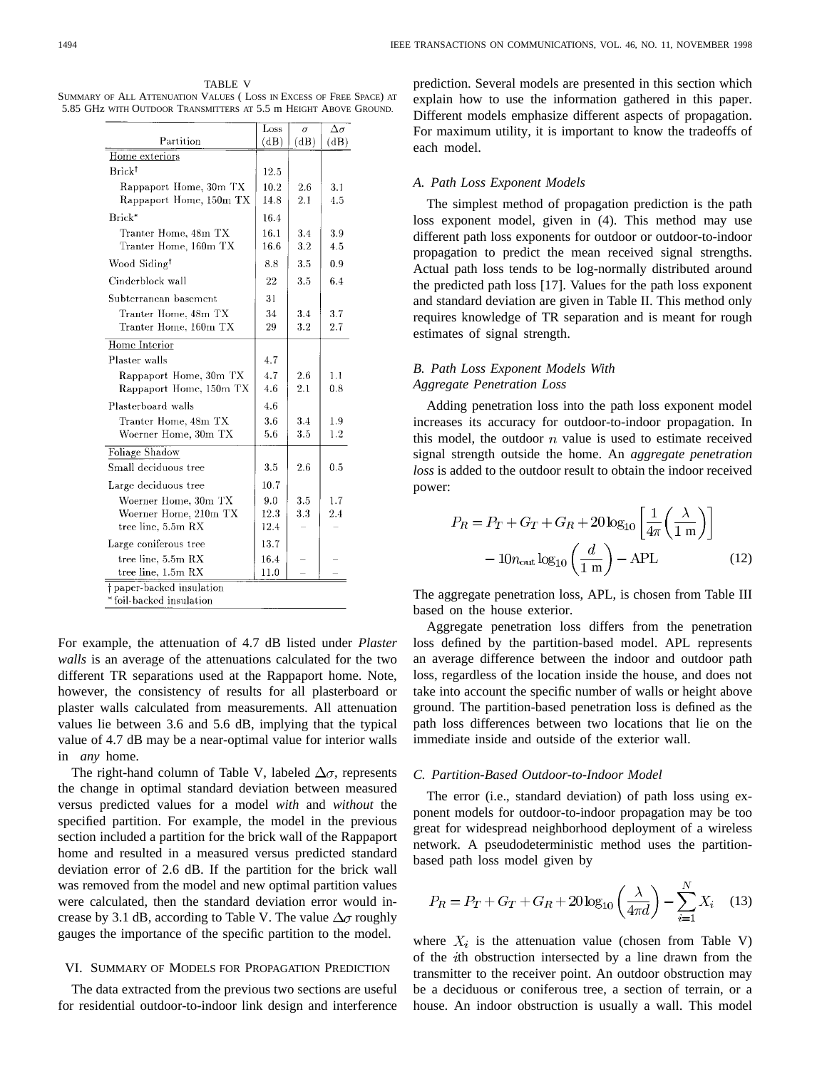TABLE V
SUMMARY OF ALL ATTENUATION VALUES (LOSS IN EXCESS OF FREE SPACE) AT 5.85 GHz WITH OUTDOOR TRANSMITTERS AT 5.5 m HEIGHT ABOVE GROUND.

| Partition | Loss (dB) | $\sigma$ (dB) | $\Delta\sigma$ (dB) |
|---|---|---|---|
| Home exteriors | | | |
| Brick† | 12.5 | | |
| Rappaport Home, 30m TX | 10.2 | 2.6 | 3.1 |
| Rappaport Home, 150m TX | 14.8 | 2.1 | 4.5 |
| Brick* | 16.4 | | |
| Tranter Home, 48m TX | 16.1 | 3.4 | 3.9 |
| Tranter Home, 160m TX | 16.6 | 3.2 | 4.5 |
| Wood Siding† | 8.8 | 3.5 | 0.9 |
| Cinderblock wall | 22 | 3.5 | 6.4 |
| Subterranean basement | 31 | | |
| Tranter Home, 48m TX | 34 | 3.4 | 3.7 |
| Tranter Home, 160m TX | 29 | 3.2 | 2.7 |
| Home Interior | | | |
| Plaster walls | 4.7 | | |
| Rappaport Home, 30m TX | 4.7 | 2.6 | 1.1 |
| Rappaport Home, 150m TX | 4.6 | 2.1 | 0.8 |
| Plasterboard walls | 4.6 | | |
| Tranter Home, 48m TX | 3.6 | 3.4 | 1.9 |
| Woerner Home, 30m TX | 5.6 | 3.5 | 1.2 |
| Foliage Shadow | | | |
| Small deciduous tree | 3.5 | 2.6 | 0.5 |
| Large deciduous tree | 10.7 | | |
| Woerner Home, 30m TX | 9.0 | 3.5 | 1.7 |
| Woerner Home, 210m TX | 12.3 | 3.3 | 2.4 |
| tree line, 5.5m RX | 12.4 | – | – |
| Large coniferous tree | 13.7 | | |
| tree line, 5.5m RX | 16.4 | – | – |
| tree line, 1.5m RX | 11.0 | – | – |

† paper-backed insulation
* foil-backed insulation

For example, the attenuation of 4.7 dB listed under *Plaster walls* is an average of the attenuations calculated for the two different TR separations used at the Rappaport home. Note, however, the consistency of results for all plasterboard or plaster walls calculated from measurements. All attenuation values lie between 3.6 and 5.6 dB, implying that the typical value of 4.7 dB may be a near-optimal value for interior walls in *any* home.

The right-hand column of Table V, labeled $\Delta\sigma$, represents the change in optimal standard deviation between measured versus predicted values for a model *with* and *without* the specified partition. For example, the model in the previous section included a partition for the brick wall of the Rappaport home and resulted in a measured versus predicted standard deviation error of 2.6 dB. If the partition for the brick wall was removed from the model and new optimal partition values were calculated, then the standard deviation error would increase by 3.1 dB, according to Table V. The value $\Delta\sigma$ roughly gauges the importance of the specific partition to the model.

## VI. SUMMARY OF MODELS FOR PROPAGATION PREDICTION

The data extracted from the previous two sections are useful for residential outdoor-to-indoor link design and interference prediction. Several models are presented in this section which explain how to use the information gathered in this paper. Different models emphasize different aspects of propagation. For maximum utility, it is important to know the tradeoffs of each model.

### A. Path Loss Exponent Models

The simplest method of propagation prediction is the path loss exponent model, given in (4). This method may use different path loss exponents for outdoor or outdoor-to-indoor propagation to predict the mean received signal strengths. Actual path loss tends to be log-normally distributed around the predicted path loss [17]. Values for the path loss exponent and standard deviation are given in Table II. This method only requires knowledge of TR separation and is meant for rough estimates of signal strength.

### B. Path Loss Exponent Models With Aggregate Penetration Loss

Adding penetration loss into the path loss exponent model increases its accuracy for outdoor-to-indoor propagation. In this model, the outdoor $n$ value is used to estimate received signal strength outside the home. An *aggregate penetration loss* is added to the outdoor result to obtain the indoor received power:

$$P_R = P_T + G_T + G_R + 20\log_{10}\left[\frac{1}{4\pi}\left(\frac{\lambda}{1\text{ m}}\right)\right] - 10n_{\text{out}}\log_{10}\left(\frac{d}{1\text{ m}}\right) - \text{APL} \quad (12)$$

The aggregate penetration loss, APL, is chosen from Table III based on the house exterior.

Aggregate penetration loss differs from the penetration loss defined by the partition-based model. APL represents an average difference between the indoor and outdoor path loss, regardless of the location inside the house, and does not take into account the specific number of walls or height above ground. The partition-based penetration loss is defined as the path loss differences between two locations that lie on the immediate inside and outside of the exterior wall.

### C. Partition-Based Outdoor-to-Indoor Model

The error (i.e., standard deviation) of path loss using exponent models for outdoor-to-indoor propagation may be too great for widespread neighborhood deployment of a wireless network. A pseudodeterministic method uses the partition-based path loss model given by

$$P_R = P_T + G_T + G_R + 20\log_{10}\left(\frac{\lambda}{4\pi d}\right) - \sum_{i=1}^{N} X_i \quad (13)$$

where $X_i$ is the attenuation value (chosen from Table V) of the $i$th obstruction intersected by a line drawn from the transmitter to the receiver point. An outdoor obstruction may be a deciduous or coniferous tree, a section of terrain, or a house. An indoor obstruction is usually a wall. This model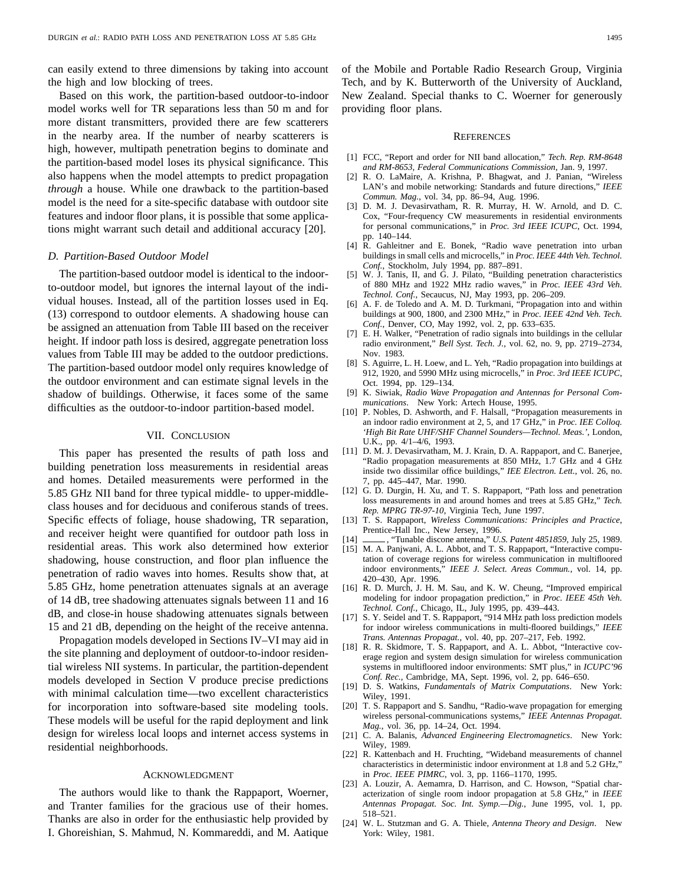can easily extend to three dimensions by taking into account the high and low blocking of trees.

Based on this work, the partition-based outdoor-to-indoor model works well for TR separations less than 50 m and for more distant transmitters, provided there are few scatterers in the nearby area. If the number of nearby scatterers is high, however, multipath penetration begins to dominate and the partition-based model loses its physical significance. This also happens when the model attempts to predict propagation *through* a house. While one drawback to the partition-based model is the need for a site-specific database with outdoor site features and indoor floor plans, it is possible that some applications might warrant such detail and additional accuracy [20].

### D. Partition-Based Outdoor Model

The partition-based outdoor model is identical to the indoor-to-outdoor model, but ignores the internal layout of the individual houses. Instead, all of the partition losses used in Eq. (13) correspond to outdoor elements. A shadowing house can be assigned an attenuation from Table III based on the receiver height. If indoor path loss is desired, aggregate penetration loss values from Table III may be added to the outdoor predictions. The partition-based outdoor model only requires knowledge of the outdoor environment and can estimate signal levels in the shadow of buildings. Otherwise, it faces some of the same difficulties as the outdoor-to-indoor partition-based model.

## VII. Conclusion

This paper has presented the results of path loss and building penetration loss measurements in residential areas and homes. Detailed measurements were performed in the 5.85 GHz NII band for three typical middle- to upper-middle-class houses and for deciduous and coniferous stands of trees. Specific effects of foliage, house shadowing, TR separation, and receiver height were quantified for outdoor path loss in residential areas. This work also determined how exterior shadowing, house construction, and floor plan influence the penetration of radio waves into homes. Results show that, at 5.85 GHz, home penetration attenuates signals at an average of 14 dB, tree shadowing attenuates signals between 11 and 16 dB, and close-in house shadowing attenuates signals between 15 and 21 dB, depending on the height of the receive antenna.

Propagation models developed in Sections IV–VI may aid in the site planning and deployment of outdoor-to-indoor residential wireless NII systems. In particular, the partition-dependent models developed in Section V produce precise predictions with minimal calculation time—two excellent characteristics for incorporation into software-based site modeling tools. These models will be useful for the rapid deployment and link design for wireless local loops and internet access systems in residential neighborhoods.

## Acknowledgment

The authors would like to thank the Rappaport, Woerner, and Tranter families for the gracious use of their homes. Thanks are also in order for the enthusiastic help provided by I. Ghoreishian, S. Mahmud, N. Kommareddi, and M. Aatique of the Mobile and Portable Radio Research Group, Virginia Tech, and by K. Butterworth of the University of Auckland, New Zealand. Special thanks to C. Woerner for generously providing floor plans.

## References

[1] FCC, "Report and order for NII band allocation," *Tech. Rep. RM-8648 and RM-8653, Federal Communications Commission*, Jan. 9, 1997.

[2] R. O. LaMaire, A. Krishna, P. Bhagwat, and J. Panian, "Wireless LAN's and mobile networking: Standards and future directions," *IEEE Commun. Mag.*, vol. 34, pp. 86–94, Aug. 1996.

[3] D. M. J. Devasirvatham, R. R. Murray, H. W. Arnold, and D. C. Cox, "Four-frequency CW measurements in residential environments for personal communications," in *Proc. 3rd IEEE ICUPC*, Oct. 1994, pp. 140–144.

[4] R. Gahleitner and E. Bonek, "Radio wave penetration into urban buildings in small cells and microcells," in *Proc. IEEE 44th Veh. Technol. Conf.*, Stockholm, July 1994, pp. 887–891.

[5] W. J. Tanis, II, and G. J. Pilato, "Building penetration characteristics of 880 MHz and 1922 MHz radio waves," in *Proc. IEEE 43rd Veh. Technol. Conf.*, Secaucus, NJ, May 1993, pp. 206–209.

[6] A. F. de Toledo and A. M. D. Turkmani, "Propagation into and within buildings at 900, 1800, and 2300 MHz," in *Proc. IEEE 42nd Veh. Tech. Conf.*, Denver, CO, May 1992, vol. 2, pp. 633–635.

[7] E. H. Walker, "Penetration of radio signals into buildings in the cellular radio environment," *Bell Syst. Tech. J.*, vol. 62, no. 9, pp. 2719–2734, Nov. 1983.

[8] S. Aguirre, L. H. Loew, and L. Yeh, "Radio propagation into buildings at 912, 1920, and 5990 MHz using microcells," in *Proc. 3rd IEEE ICUPC*, Oct. 1994, pp. 129–134.

[9] K. Siwiak, *Radio Wave Propagation and Antennas for Personal Communications*. New York: Artech House, 1995.

[10] P. Nobles, D. Ashworth, and F. Halsall, "Propagation measurements in an indoor radio environment at 2, 5, and 17 GHz," in *Proc. IEE Colloq. 'High Bit Rate UHF/SHF Channel Sounders—Technol. Meas.'*, London, U.K., pp. 4/1–4/6, 1993.

[11] D. M. J. Devasirvatham, M. J. Krain, D. A. Rappaport, and C. Banerjee, "Radio propagation measurements at 850 MHz, 1.7 GHz and 4 GHz inside two dissimilar office buildings," *IEE Electron. Lett.*, vol. 26, no. 7, pp. 445–447, Mar. 1990.

[12] G. D. Durgin, H. Xu, and T. S. Rappaport, "Path loss and penetration loss measurements in and around homes and trees at 5.85 GHz," *Tech. Rep. MPRG TR-97-10*, Virginia Tech, June 1997.

[13] T. S. Rappaport, *Wireless Communications: Principles and Practice*, Prentice-Hall Inc., New Jersey, 1996.

[14] ——, "Tunable discone antenna," *U.S. Patent 4851859*, July 25, 1989.

[15] M. A. Panjwani, A. L. Abbot, and T. S. Rappaport, "Interactive computation of coverage regions for wireless communication in multifloored indoor environments," *IEEE J. Select. Areas Commun.*, vol. 14, pp. 420–430, Apr. 1996.

[16] R. D. Murch, J. H. M. Sau, and K. W. Cheung, "Improved empirical modeling for indoor propagation prediction," in *Proc. IEEE 45th Veh. Technol. Conf.*, Chicago, IL, July 1995, pp. 439–443.

[17] S. Y. Seidel and T. S. Rappaport, "914 MHz path loss prediction models for indoor wireless communications in multi-floored buildings," *IEEE Trans. Antennas Propagat.*, vol. 40, pp. 207–217, Feb. 1992.

[18] R. R. Skidmore, T. S. Rappaport, and A. L. Abbot, "Interactive coverage region and system design simulation for wireless communication systems in multifloored indoor environments: SMT plus," in *ICUPC'96 Conf. Rec.*, Cambridge, MA, Sept. 1996, vol. 2, pp. 646–650.

[19] D. S. Watkins, *Fundamentals of Matrix Computations*. New York: Wiley, 1991.

[20] T. S. Rappaport and S. Sandhu, "Radio-wave propagation for emerging wireless personal-communications systems," *IEEE Antennas Propagat. Mag.*, vol. 36, pp. 14–24, Oct. 1994.

[21] C. A. Balanis, *Advanced Engineering Electromagnetics*. New York: Wiley, 1989.

[22] R. Kattenbach and H. Fruchting, "Wideband measurements of channel characteristics in deterministic indoor environment at 1.8 and 5.2 GHz," in *Proc. IEEE PIMRC*, vol. 3, pp. 1166–1170, 1995.

[23] A. Louzir, A. Aemamra, D. Harrison, and C. Howson, "Spatial characterization of single room indoor propagation at 5.8 GHz," in *IEEE Antennas Propagat. Soc. Int. Symp.—Dig.*, June 1995, vol. 1, pp. 518–521.

[24] W. L. Stutzman and G. A. Thiele, *Antenna Theory and Design*. New York: Wiley, 1981.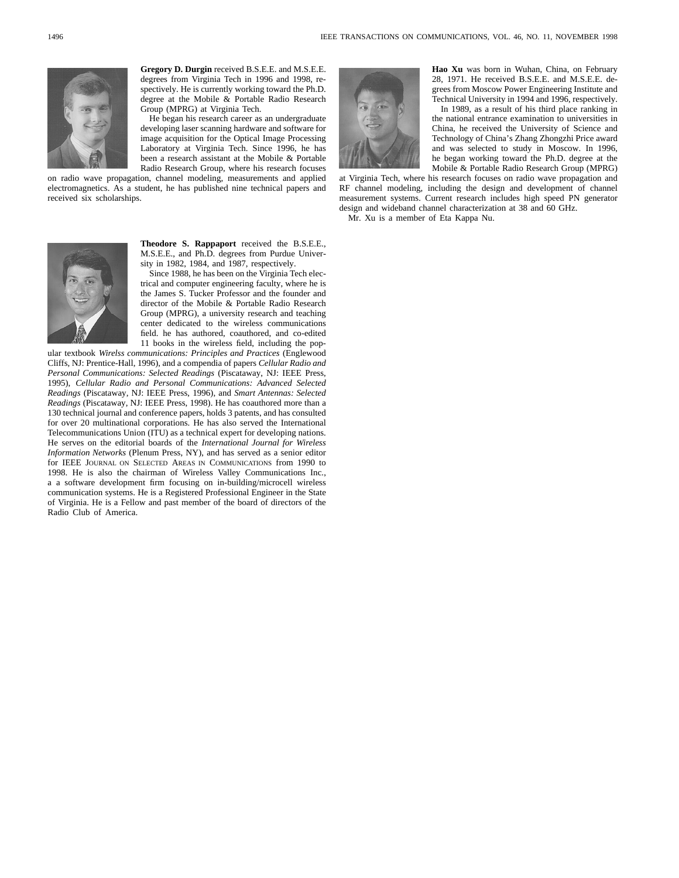**Gregory D. Durgin** received B.S.E.E. and M.S.E.E. degrees from Virginia Tech in 1996 and 1998, respectively. He is currently working toward the Ph.D. degree at the Mobile & Portable Radio Research Group (MPRG) at Virginia Tech.

He began his research career as an undergraduate developing laser scanning hardware and software for image acquisition for the Optical Image Processing Laboratory at Virginia Tech. Since 1996, he has been a research assistant at the Mobile & Portable Radio Research Group, where his research focuses on radio wave propagation, channel modeling, measurements and applied electromagnetics. As a student, he has published nine technical papers and received six scholarships.

**Theodore S. Rappaport** received the B.S.E.E., M.S.E.E., and Ph.D. degrees from Purdue University in 1982, 1984, and 1987, respectively.

Since 1988, he has been on the Virginia Tech electrical and computer engineering faculty, where he is the James S. Tucker Professor and the founder and director of the Mobile & Portable Radio Research Group (MPRG), a university research and teaching center dedicated to the wireless communications field. he has authored, coauthored, and co-edited 11 books in the wireless field, including the popular textbook *Wirelss communications: Principles and Practices* (Englewood Cliffs, NJ: Prentice-Hall, 1996), and a compendia of papers *Cellular Radio and Personal Communications: Selected Readings* (Piscataway, NJ: IEEE Press, 1995), *Cellular Radio and Personal Communications: Advanced Selected Readings* (Piscataway, NJ: IEEE Press, 1996), and *Smart Antennas: Selected Readings* (Piscataway, NJ: IEEE Press, 1998). He has coauthored more than a 130 technical journal and conference papers, holds 3 patents, and has consulted for over 20 multinational corporations. He has also served the International Telecommunications Union (ITU) as a technical expert for developing nations. He serves on the editorial boards of the *International Journal for Wireless Information Networks* (Plenum Press, NY), and has served as a senior editor for IEEE JOURNAL ON SELECTED AREAS IN COMMUNICATIONS from 1990 to 1998. He is also the chairman of Wireless Valley Communications Inc., a a software development firm focusing on in-building/microcell wireless communication systems. He is a Registered Professional Engineer in the State of Virginia. He is a Fellow and past member of the board of directors of the Radio Club of America.

**Hao Xu** was born in Wuhan, China, on February 28, 1971. He received B.S.E.E. and M.S.E.E. degrees from Moscow Power Engineering Institute and Technical University in 1994 and 1996, respectively.

In 1989, as a result of his third place ranking in the national entrance examination to universities in China, he received the University of Science and Technology of China's Zhang Zhongzhi Price award and was selected to study in Moscow. In 1996, he began working toward the Ph.D. degree at the Mobile & Portable Radio Research Group (MPRG) at Virginia Tech, where his research focuses on radio wave propagation and RF channel modeling, including the design and development of channel measurement systems. Current research includes high speed PN generator design and wideband channel characterization at 38 and 60 GHz.

Mr. Xu is a member of Eta Kappa Nu.